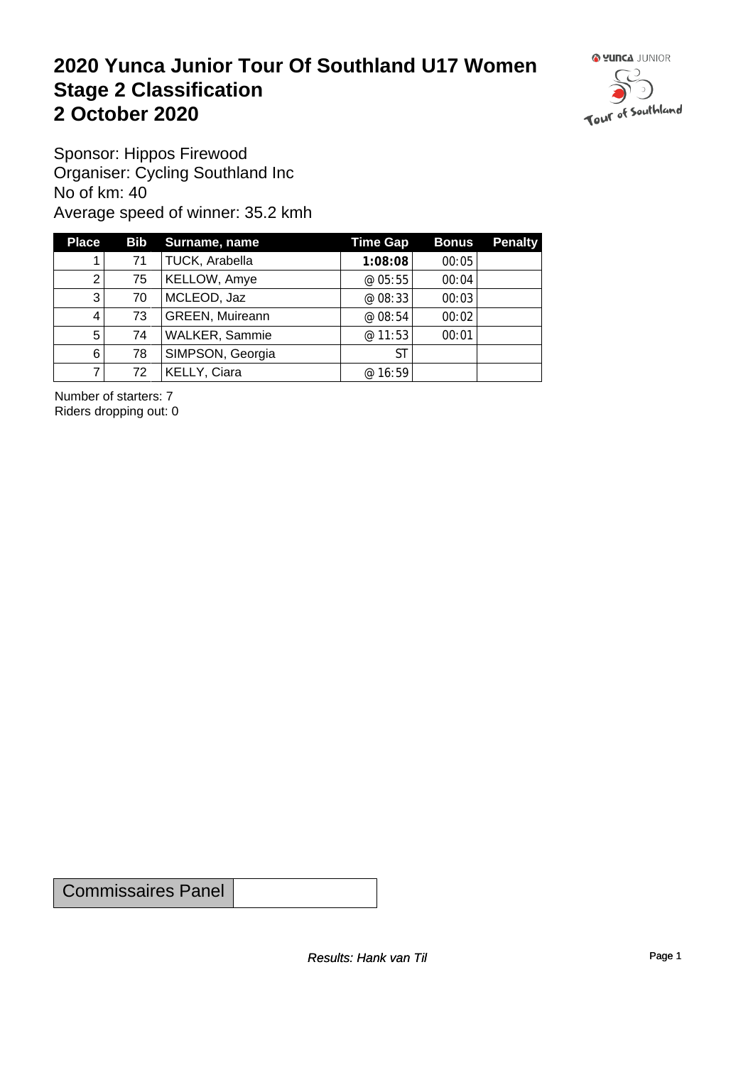# 2020 Yunca Junior Tour Of Southland U17 Women
# Stage 2 Classification
# 2 October 2020

Sponsor: Hippos Firewood
Organiser: Cycling Southland Inc
No of km: 40
Average speed of winner: 35.2 kmh

| Place | Bib | Surname, name | Time Gap | Bonus | Penalty |
|---|---|---|---|---|---|
| 1 | 71 | TUCK, Arabella | **1:08:08** | 00:05 | |
| 2 | 75 | KELLOW, Amye | @ 05:55 | 00:04 | |
| 3 | 70 | MCLEOD, Jaz | @ 08:33 | 00:03 | |
| 4 | 73 | GREEN, Muireann | @ 08:54 | 00:02 | |
| 5 | 74 | WALKER, Sammie | @ 11:53 | 00:01 | |
| 6 | 78 | SIMPSON, Georgia | ST | | |
| 7 | 72 | KELLY, Ciara | @ 16:59 | | |

Number of starters: 7
Riders dropping out: 0

| Commissaires Panel | |
|---|---|

*Results: Hank van Til*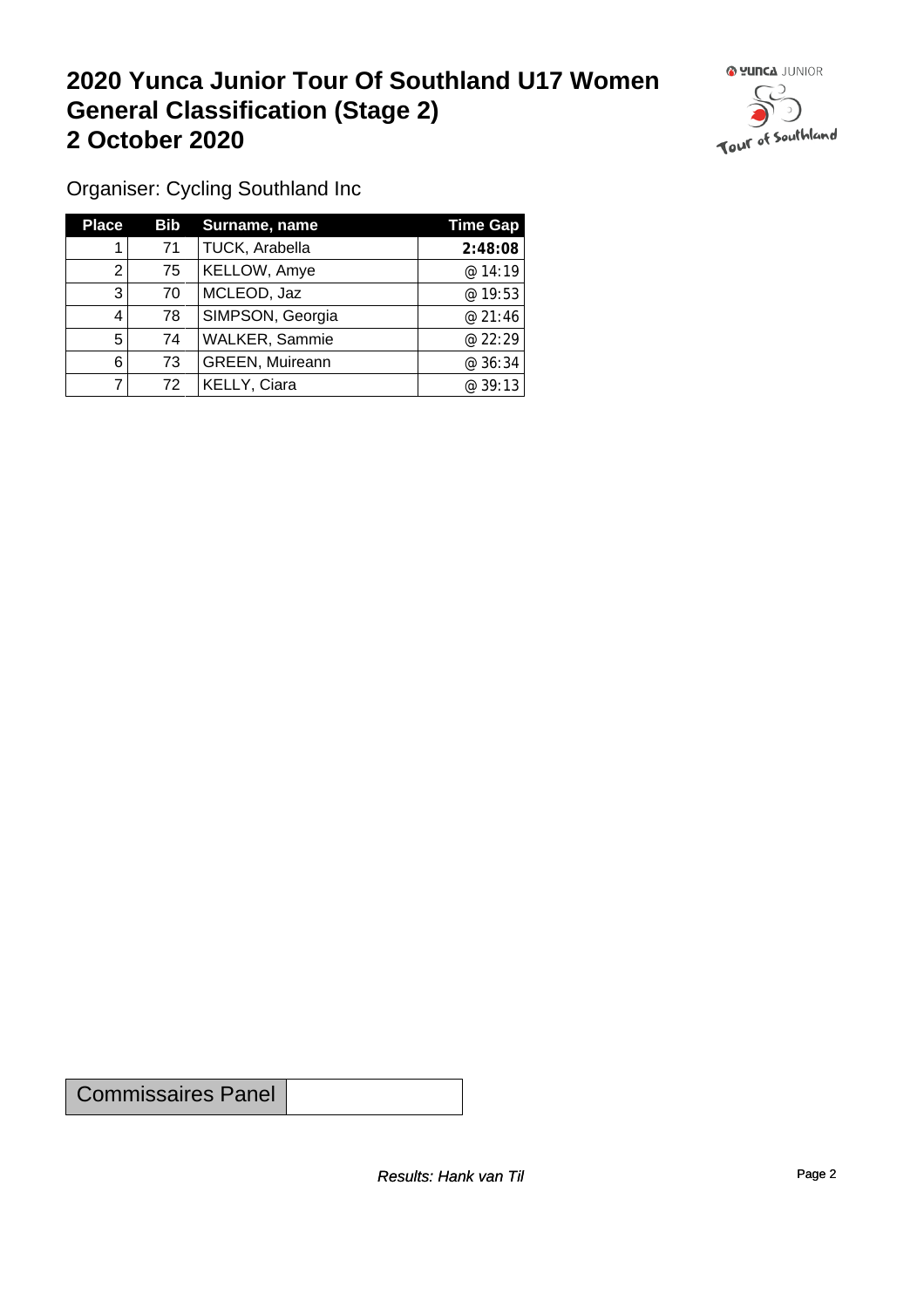# 2020 Yunca Junior Tour Of Southland U17 Women General Classification (Stage 2) 2 October 2020

Organiser: Cycling Southland Inc

| Place | Bib | Surname, name | Time Gap |
|---|---|---|---|
| 1 | 71 | TUCK, Arabella | **2:48:08** |
| 2 | 75 | KELLOW, Amye | @ 14:19 |
| 3 | 70 | MCLEOD, Jaz | @ 19:53 |
| 4 | 78 | SIMPSON, Georgia | @ 21:46 |
| 5 | 74 | WALKER, Sammie | @ 22:29 |
| 6 | 73 | GREEN, Muireann | @ 36:34 |
| 7 | 72 | KELLY, Ciara | @ 39:13 |

| Commissaires Panel | |
|---|---|

*Results: Hank van Til*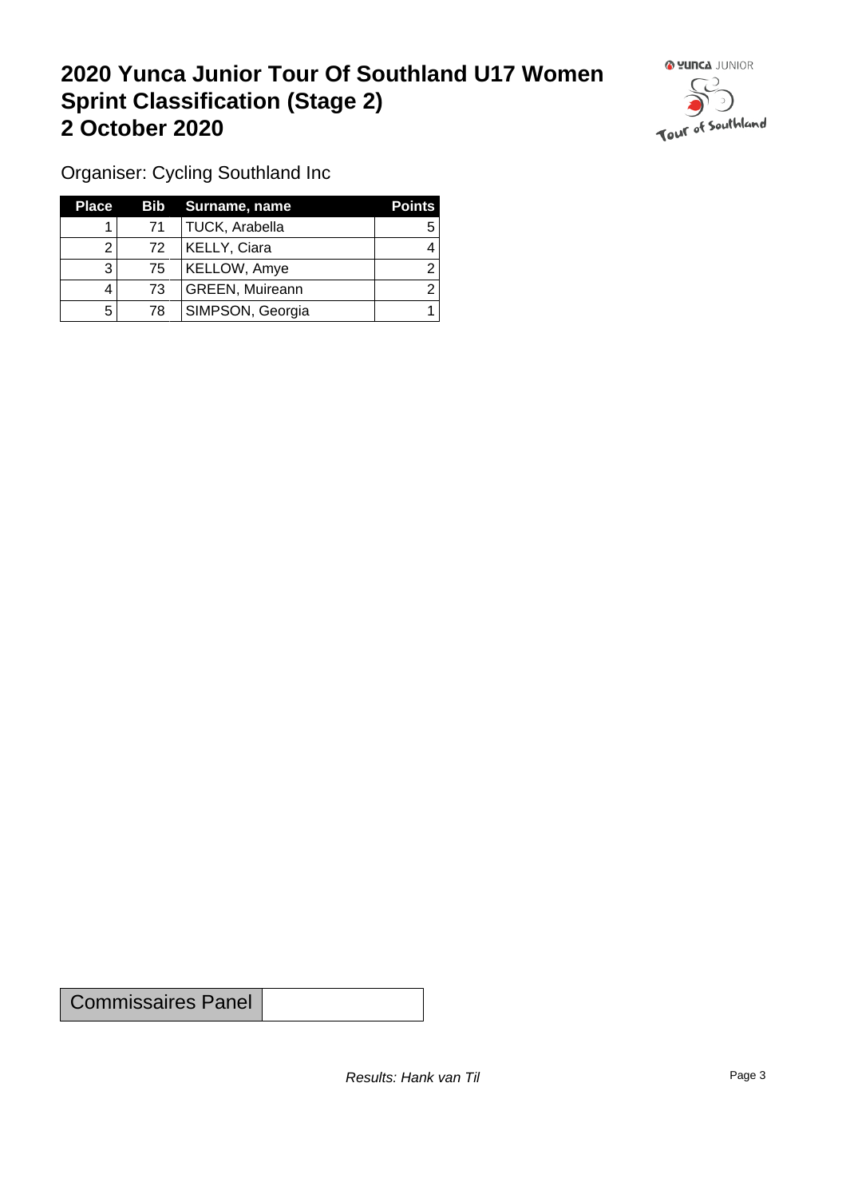# 2020 Yunca Junior Tour Of Southland U17 Women
# Sprint Classification (Stage 2)
# 2 October 2020

Organiser: Cycling Southland Inc

| Place | Bib | Surname, name | Points |
|---|---|---|---|
| 1 | 71 | TUCK, Arabella | 5 |
| 2 | 72 | KELLY, Ciara | 4 |
| 3 | 75 | KELLOW, Amye | 2 |
| 4 | 73 | GREEN, Muireann | 2 |
| 5 | 78 | SIMPSON, Georgia | 1 |

| Commissaires Panel | |
|---|---|

*Results: Hank van Til*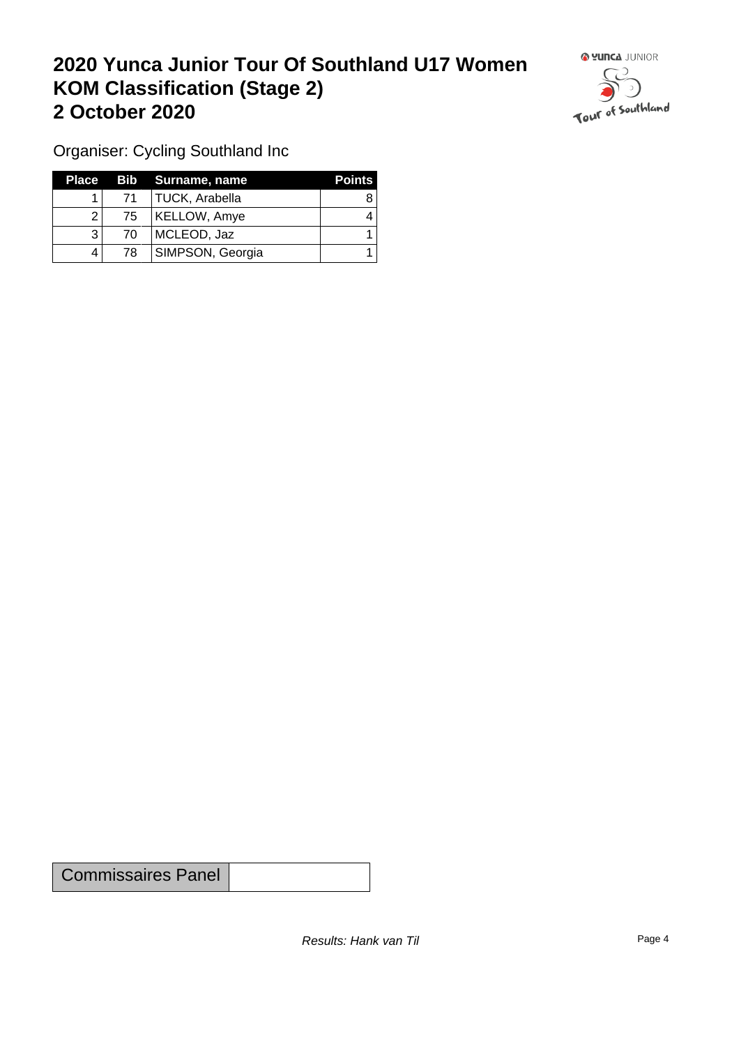# 2020 Yunca Junior Tour Of Southland U17 Women
# KOM Classification (Stage 2)
# 2 October 2020

Organiser: Cycling Southland Inc

| Place | Bib | Surname, name | Points |
|---|---|---|---|
| 1 | 71 | TUCK, Arabella | 8 |
| 2 | 75 | KELLOW, Amye | 4 |
| 3 | 70 | MCLEOD, Jaz | 1 |
| 4 | 78 | SIMPSON, Georgia | 1 |

| Commissaires Panel | |
|---|---|

*Results: Hank van Til*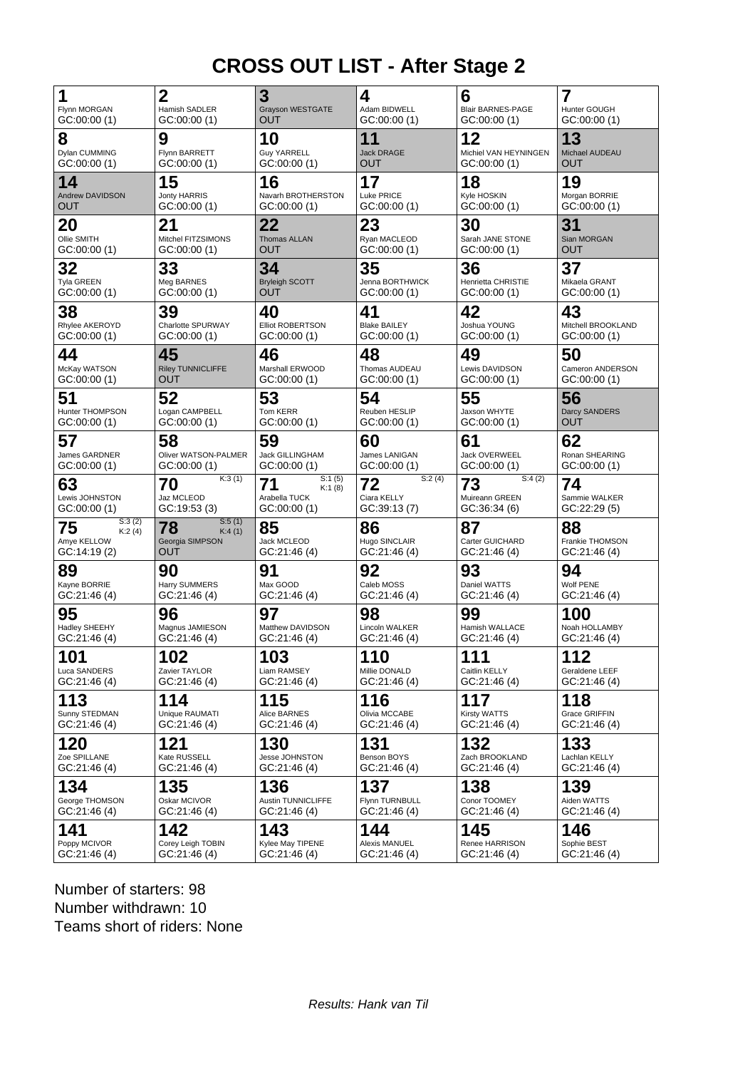# CROSS OUT LIST - After Stage 2

| | | | | | |
|---|---|---|---|---|---|
| **1**<br>Flynn MORGAN<br>GC:00:00 (1) | **2**<br>Hamish SADLER<br>GC:00:00 (1) | **3**<br>Grayson WESTGATE<br>OUT | **4**<br>Adam BIDWELL<br>GC:00:00 (1) | **6**<br>Blair BARNES-PAGE<br>GC:00:00 (1) | **7**<br>Hunter GOUGH<br>GC:00:00 (1) |
| **8**<br>Dylan CUMMING<br>GC:00:00 (1) | **9**<br>Flynn BARRETT<br>GC:00:00 (1) | **10**<br>Guy YARRELL<br>GC:00:00 (1) | **11**<br>Jack DRAGE<br>OUT | **12**<br>Michiel VAN HEYNINGEN<br>GC:00:00 (1) | **13**<br>Michael AUDEAU<br>OUT |
| **14**<br>Andrew DAVIDSON<br>OUT | **15**<br>Jonty HARRIS<br>GC:00:00 (1) | **16**<br>Navarh BROTHERSTON<br>GC:00:00 (1) | **17**<br>Luke PRICE<br>GC:00:00 (1) | **18**<br>Kyle HOSKIN<br>GC:00:00 (1) | **19**<br>Morgan BORRIE<br>GC:00:00 (1) |
| **20**<br>Ollie SMITH<br>GC:00:00 (1) | **21**<br>Mitchel FITZSIMONS<br>GC:00:00 (1) | **22**<br>Thomas ALLAN<br>OUT | **23**<br>Ryan MACLEOD<br>GC:00:00 (1) | **30**<br>Sarah JANE STONE<br>GC:00:00 (1) | **31**<br>Sian MORGAN<br>OUT |
| **32**<br>Tyla GREEN<br>GC:00:00 (1) | **33**<br>Meg BARNES<br>GC:00:00 (1) | **34**<br>Bryleigh SCOTT<br>OUT | **35**<br>Jenna BORTHWICK<br>GC:00:00 (1) | **36**<br>Henrietta CHRISTIE<br>GC:00:00 (1) | **37**<br>Mikaela GRANT<br>GC:00:00 (1) |
| **38**<br>Rhylee AKEROYD<br>GC:00:00 (1) | **39**<br>Charlotte SPURWAY<br>GC:00:00 (1) | **40**<br>Elliot ROBERTSON<br>GC:00:00 (1) | **41**<br>Blake BAILEY<br>GC:00:00 (1) | **42**<br>Joshua YOUNG<br>GC:00:00 (1) | **43**<br>Mitchell BROOKLAND<br>GC:00:00 (1) |
| **44**<br>McKay WATSON<br>GC:00:00 (1) | **45**<br>Riley TUNNICLIFFE<br>OUT | **46**<br>Marshall ERWOOD<br>GC:00:00 (1) | **48**<br>Thomas AUDEAU<br>GC:00:00 (1) | **49**<br>Lewis DAVIDSON<br>GC:00:00 (1) | **50**<br>Cameron ANDERSON<br>GC:00:00 (1) |
| **51**<br>Hunter THOMPSON<br>GC:00:00 (1) | **52**<br>Logan CAMPBELL<br>GC:00:00 (1) | **53**<br>Tom KERR<br>GC:00:00 (1) | **54**<br>Reuben HESLIP<br>GC:00:00 (1) | **55**<br>Jaxson WHYTE<br>GC:00:00 (1) | **56**<br>Darcy SANDERS<br>OUT |
| **57**<br>James GARDNER<br>GC:00:00 (1) | **58**<br>Oliver WATSON-PALMER<br>GC:00:00 (1) | **59**<br>Jack GILLINGHAM<br>GC:00:00 (1) | **60**<br>James LANIGAN<br>GC:00:00 (1) | **61**<br>Jack OVERWEEL<br>GC:00:00 (1) | **62**<br>Ronan SHEARING<br>GC:00:00 (1) |
| **63**<br>Lewis JOHNSTON<br>GC:00:00 (1) | **70** K:3 (1)<br>Jaz MCLEOD<br>GC:19:53 (3) | **71** S:1 (5) K:1 (8)<br>Arabella TUCK<br>GC:00:00 (1) | **72** S:2 (4)<br>Ciara KELLY<br>GC:39:13 (7) | **73** S:4 (2)<br>Muireann GREEN<br>GC:36:34 (6) | **74**<br>Sammie WALKER<br>GC:22:29 (5) |
| **75** S:3 (2) K:2 (4)<br>Amye KELLOW<br>GC:14:19 (2) | **78** S:5 (1) K:4 (1)<br>Georgia SIMPSON<br>OUT | **85**<br>Jack MCLEOD<br>GC:21:46 (4) | **86**<br>Hugo SINCLAIR<br>GC:21:46 (4) | **87**<br>Carter GUICHARD<br>GC:21:46 (4) | **88**<br>Frankie THOMSON<br>GC:21:46 (4) |
| **89**<br>Kayne BORRIE<br>GC:21:46 (4) | **90**<br>Harry SUMMERS<br>GC:21:46 (4) | **91**<br>Max GOOD<br>GC:21:46 (4) | **92**<br>Caleb MOSS<br>GC:21:46 (4) | **93**<br>Daniel WATTS<br>GC:21:46 (4) | **94**<br>Wolf PENE<br>GC:21:46 (4) |
| **95**<br>Hadley SHEEHY<br>GC:21:46 (4) | **96**<br>Magnus JAMIESON<br>GC:21:46 (4) | **97**<br>Matthew DAVIDSON<br>GC:21:46 (4) | **98**<br>Lincoln WALKER<br>GC:21:46 (4) | **99**<br>Hamish WALLACE<br>GC:21:46 (4) | **100**<br>Noah HOLLAMBY<br>GC:21:46 (4) |
| **101**<br>Luca SANDERS<br>GC:21:46 (4) | **102**<br>Zavier TAYLOR<br>GC:21:46 (4) | **103**<br>Liam RAMSEY<br>GC:21:46 (4) | **110**<br>Millie DONALD<br>GC:21:46 (4) | **111**<br>Caitlin KELLY<br>GC:21:46 (4) | **112**<br>Geraldene LEEF<br>GC:21:46 (4) |
| **113**<br>Sunny STEDMAN<br>GC:21:46 (4) | **114**<br>Unique RAUMATI<br>GC:21:46 (4) | **115**<br>Alice BARNES<br>GC:21:46 (4) | **116**<br>Olivia MCCABE<br>GC:21:46 (4) | **117**<br>Kirsty WATTS<br>GC:21:46 (4) | **118**<br>Grace GRIFFIN<br>GC:21:46 (4) |
| **120**<br>Zoe SPILLANE<br>GC:21:46 (4) | **121**<br>Kate RUSSELL<br>GC:21:46 (4) | **130**<br>Jesse JOHNSTON<br>GC:21:46 (4) | **131**<br>Benson BOYS<br>GC:21:46 (4) | **132**<br>Zach BROOKLAND<br>GC:21:46 (4) | **133**<br>Lachlan KELLY<br>GC:21:46 (4) |
| **134**<br>George THOMSON<br>GC:21:46 (4) | **135**<br>Oskar MCIVOR<br>GC:21:46 (4) | **136**<br>Austin TUNNICLIFFE<br>GC:21:46 (4) | **137**<br>Flynn TURNBULL<br>GC:21:46 (4) | **138**<br>Conor TOOMEY<br>GC:21:46 (4) | **139**<br>Aiden WATTS<br>GC:21:46 (4) |
| **141**<br>Poppy MCIVOR<br>GC:21:46 (4) | **142**<br>Corey Leigh TOBIN<br>GC:21:46 (4) | **143**<br>Kylee May TIPENE<br>GC:21:46 (4) | **144**<br>Alexis MANUEL<br>GC:21:46 (4) | **145**<br>Renee HARRISON<br>GC:21:46 (4) | **146**<br>Sophie BEST<br>GC:21:46 (4) |

Number of starters: 98
Number withdrawn: 10
Teams short of riders: None

*Results: Hank van Til*